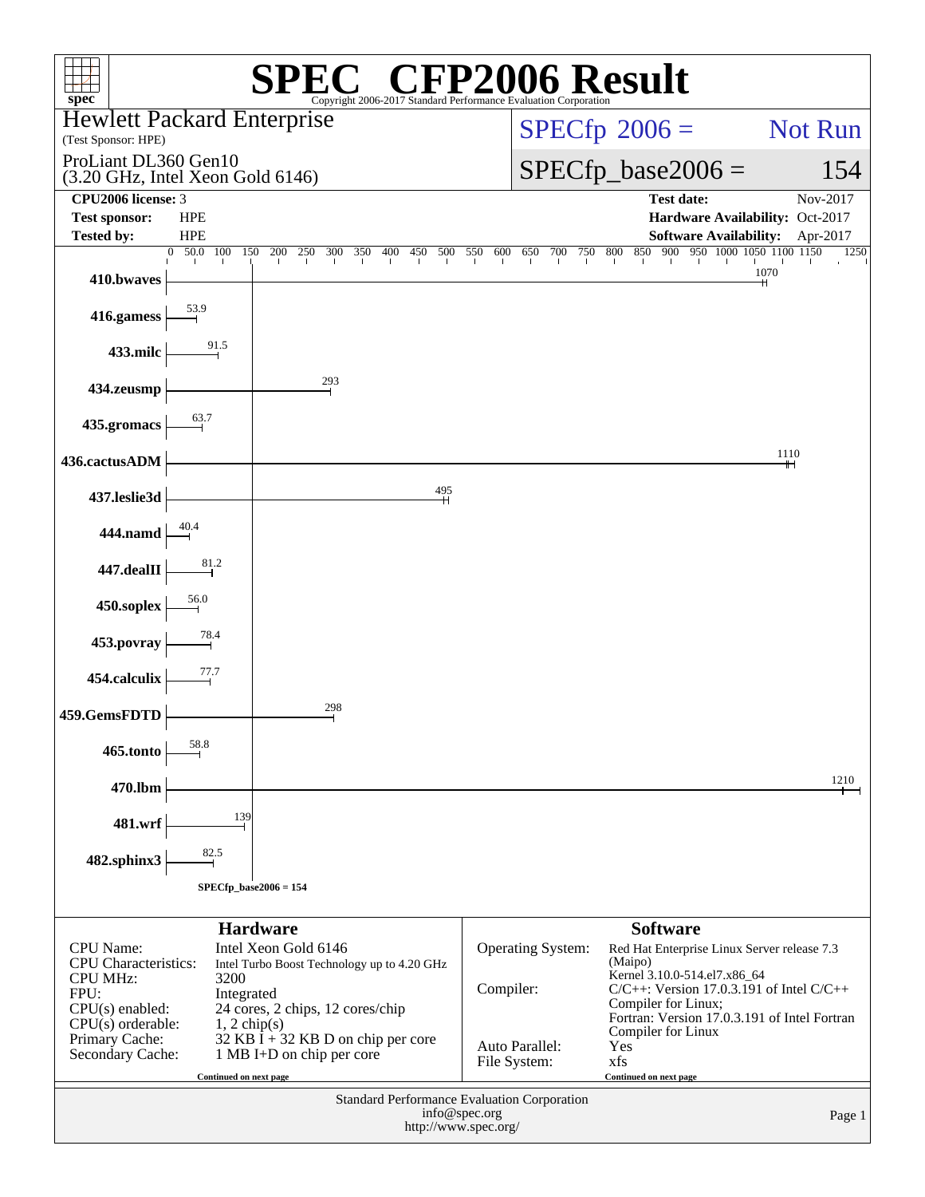# SPEC CFP2006 Result

Copyright 2006-2017 Standard Performance Evaluation Corporation

**Hewlett Packard Enterprise**
(Test Sponsor: HPE)

ProLiant DL360 Gen10
(3.20 GHz, Intel Xeon Gold 6146)

SPECfp 2006 = Not Run

SPECfp_base2006 = 154

| | | | |
|---|---|---|---|
| **CPU2006 license:** | 3 | **Test date:** | Nov-2017 |
| **Test sponsor:** | HPE | **Hardware Availability:** | Oct-2017 |
| **Tested by:** | HPE | **Software Availability:** | Apr-2017 |

| Benchmark | Base Ratio |
|---|---|
| 410.bwaves | 1070 |
| 416.gamess | 53.9 |
| 433.milc | 91.5 |
| 434.zeusmp | 293 |
| 435.gromacs | 63.7 |
| 436.cactusADM | 1110 |
| 437.leslie3d | 495 |
| 444.namd | 40.4 |
| 447.dealII | 81.2 |
| 450.soplex | 56.0 |
| 453.povray | 78.4 |
| 454.calculix | 77.7 |
| 459.GemsFDTD | 298 |
| 465.tonto | 58.8 |
| 470.lbm | 1210 |
| 481.wrf | 139 |
| 482.sphinx3 | 82.5 |

SPECfp_base2006 = 154

## Hardware

| | |
|---|---|
| CPU Name: | Intel Xeon Gold 6146 |
| CPU Characteristics: | Intel Turbo Boost Technology up to 4.20 GHz |
| CPU MHz: | 3200 |
| FPU: | Integrated |
| CPU(s) enabled: | 24 cores, 2 chips, 12 cores/chip |
| CPU(s) orderable: | 1, 2 chip(s) |
| Primary Cache: | 32 KB I + 32 KB D on chip per core |
| Secondary Cache: | 1 MB I+D on chip per core |

Continued on next page

## Software

| | |
|---|---|
| Operating System: | Red Hat Enterprise Linux Server release 7.3 (Maipo) Kernel 3.10.0-514.el7.x86_64 |
| Compiler: | C/C++: Version 17.0.3.191 of Intel C/C++ Compiler for Linux; Fortran: Version 17.0.3.191 of Intel Fortran Compiler for Linux |
| Auto Parallel: | Yes |
| File System: | xfs |

Continued on next page

Standard Performance Evaluation Corporation
info@spec.org
http://www.spec.org/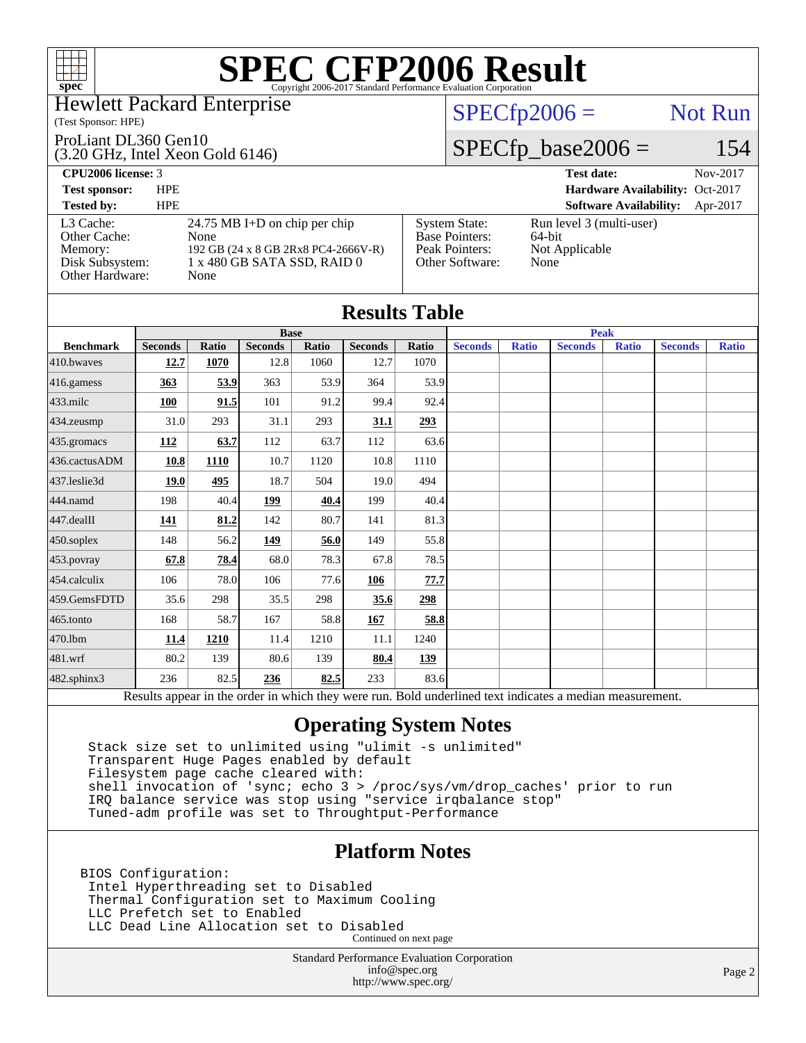# SPEC CFP2006 Result

Copyright 2006-2017 Standard Performance Evaluation Corporation

**Hewlett Packard Enterprise**
(Test Sponsor: HPE)

ProLiant DL360 Gen10
(3.20 GHz, Intel Xeon Gold 6146)

SPECfp2006 = Not Run

SPECfp_base2006 = 154

| | | | |
|---|---|---|---|
| **CPU2006 license:** 3 | | **Test date:** | Nov-2017 |
| **Test sponsor:** | HPE | **Hardware Availability:** | Oct-2017 |
| **Tested by:** | HPE | **Software Availability:** | Apr-2017 |

| | | | |
|---|---|---|---|
| L3 Cache: | 24.75 MB I+D on chip per chip | System State: | Run level 3 (multi-user) |
| Other Cache: | None | Base Pointers: | 64-bit |
| Memory: | 192 GB (24 x 8 GB 2Rx8 PC4-2666V-R) | Peak Pointers: | Not Applicable |
| Disk Subsystem: | 1 x 480 GB SATA SSD, RAID 0 | Other Software: | None |
| Other Hardware: | None | | |

## Results Table

| | Base | | | | | | Peak | | | | | |
|---|---|---|---|---|---|---|---|---|---|---|---|---|
| **Benchmark** | **Seconds** | **Ratio** | **Seconds** | **Ratio** | **Seconds** | **Ratio** | **Seconds** | **Ratio** | **Seconds** | **Ratio** | **Seconds** | **Ratio** |
| 410.bwaves | **12.7** | **1070** | 12.8 | 1060 | 12.7 | 1070 | | | | | | |
| 416.gamess | **363** | **53.9** | 363 | 53.9 | 364 | 53.9 | | | | | | |
| 433.milc | **100** | **91.5** | 101 | 91.2 | 99.4 | 92.4 | | | | | | |
| 434.zeusmp | 31.0 | 293 | 31.1 | 293 | **31.1** | **293** | | | | | | |
| 435.gromacs | **112** | **63.7** | 112 | 63.7 | 112 | 63.6 | | | | | | |
| 436.cactusADM | **10.8** | **1110** | 10.7 | 1120 | 10.8 | 1110 | | | | | | |
| 437.leslie3d | **19.0** | **495** | 18.7 | 504 | 19.0 | 494 | | | | | | |
| 444.namd | 198 | 40.4 | **199** | **40.4** | 199 | 40.4 | | | | | | |
| 447.dealII | **141** | **81.2** | 142 | 80.7 | 141 | 81.3 | | | | | | |
| 450.soplex | 148 | 56.2 | **149** | **56.0** | 149 | 55.8 | | | | | | |
| 453.povray | **67.8** | **78.4** | 68.0 | 78.3 | 67.8 | 78.5 | | | | | | |
| 454.calculix | 106 | 78.0 | 106 | 77.6 | **106** | **77.7** | | | | | | |
| 459.GemsFDTD | 35.6 | 298 | 35.5 | 298 | **35.6** | **298** | | | | | | |
| 465.tonto | 168 | 58.7 | 167 | 58.8 | **167** | **58.8** | | | | | | |
| 470.lbm | **11.4** | **1210** | 11.4 | 1210 | 11.1 | 1240 | | | | | | |
| 481.wrf | 80.2 | 139 | 80.6 | 139 | **80.4** | **139** | | | | | | |
| 482.sphinx3 | 236 | 82.5 | **236** | **82.5** | 233 | 83.6 | | | | | | |

Results appear in the order in which they were run. Bold underlined text indicates a median measurement.

## Operating System Notes

```
Stack size set to unlimited using "ulimit -s unlimited"
Transparent Huge Pages enabled by default
Filesystem page cache cleared with:
shell invocation of 'sync; echo 3 > /proc/sys/vm/drop_caches' prior to run
IRQ balance service was stop using "service irqbalance stop"
Tuned-adm profile was set to Throughput-Performance
```

## Platform Notes

```
BIOS Configuration:
 Intel Hyperthreading set to Disabled
 Thermal Configuration set to Maximum Cooling
 LLC Prefetch set to Enabled
 LLC Dead Line Allocation set to Disabled
```

Continued on next page

Standard Performance Evaluation Corporation
info@spec.org
http://www.spec.org/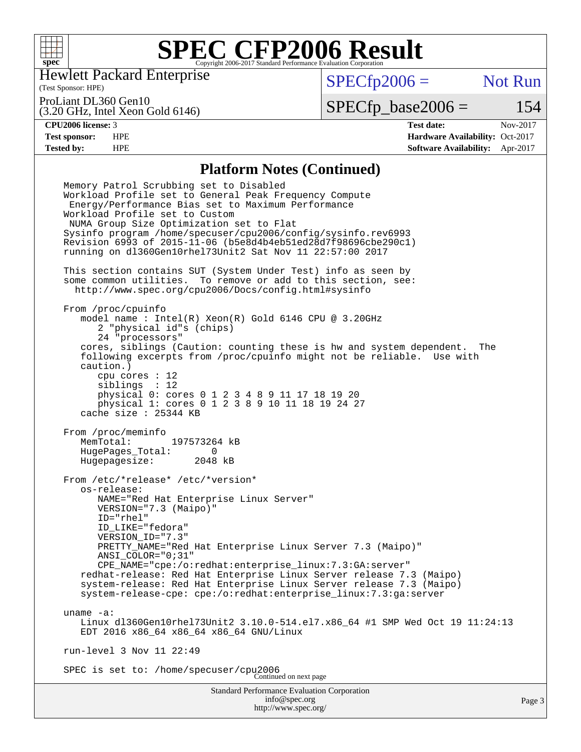# SPEC CFP2006 Result

Copyright 2006-2017 Standard Performance Evaluation Corporation

Hewlett Packard Enterprise
(Test Sponsor: HPE)

ProLiant DL360 Gen10
(3.20 GHz, Intel Xeon Gold 6146)

SPECfp2006 = Not Run

SPECfp_base2006 = 154

| | | | |
|---|---|---|---|
| **CPU2006 license:** 3 | | **Test date:** | Nov-2017 |
| **Test sponsor:** | HPE | **Hardware Availability:** | Oct-2017 |
| **Tested by:** | HPE | **Software Availability:** | Apr-2017 |

## Platform Notes (Continued)

```
Memory Patrol Scrubbing set to Disabled
Workload Profile set to General Peak Frequency Compute
 Energy/Performance Bias set to Maximum Performance
Workload Profile set to Custom
 NUMA Group Size Optimization set to Flat
Sysinfo program /home/specuser/cpu2006/config/sysinfo.rev6993
Revision 6993 of 2015-11-06 (b5e8d4b4eb51ed28d7f98696cbe290c1)
running on dl360Gen10rhel73Unit2 Sat Nov 11 22:57:00 2017

This section contains SUT (System Under Test) info as seen by
some common utilities.  To remove or add to this section, see:
  http://www.spec.org/cpu2006/Docs/config.html#sysinfo

From /proc/cpuinfo
   model name : Intel(R) Xeon(R) Gold 6146 CPU @ 3.20GHz
      2 "physical id"s (chips)
      24 "processors"
   cores, siblings (Caution: counting these is hw and system dependent.  The
   following excerpts from /proc/cpuinfo might not be reliable.  Use with
   caution.)
      cpu cores : 12
      siblings  : 12
      physical 0: cores 0 1 2 3 4 8 9 11 17 18 19 20
      physical 1: cores 0 1 2 3 8 9 10 11 18 19 24 27
   cache size : 25344 KB

From /proc/meminfo
   MemTotal:       197573264 kB
   HugePages_Total:       0
   Hugepagesize:       2048 kB

From /etc/*release* /etc/*version*
   os-release:
      NAME="Red Hat Enterprise Linux Server"
      VERSION="7.3 (Maipo)"
      ID="rhel"
      ID_LIKE="fedora"
      VERSION_ID="7.3"
      PRETTY_NAME="Red Hat Enterprise Linux Server 7.3 (Maipo)"
      ANSI_COLOR="0;31"
      CPE_NAME="cpe:/o:redhat:enterprise_linux:7.3:GA:server"
   redhat-release: Red Hat Enterprise Linux Server release 7.3 (Maipo)
   system-release: Red Hat Enterprise Linux Server release 7.3 (Maipo)
   system-release-cpe: cpe:/o:redhat:enterprise_linux:7.3:ga:server

uname -a:
   Linux dl360Gen10rhel73Unit2 3.10.0-514.el7.x86_64 #1 SMP Wed Oct 19 11:24:13
   EDT 2016 x86_64 x86_64 x86_64 GNU/Linux

run-level 3 Nov 11 22:49

SPEC is set to: /home/specuser/cpu2006
```

Continued on next page

Standard Performance Evaluation Corporation
info@spec.org
http://www.spec.org/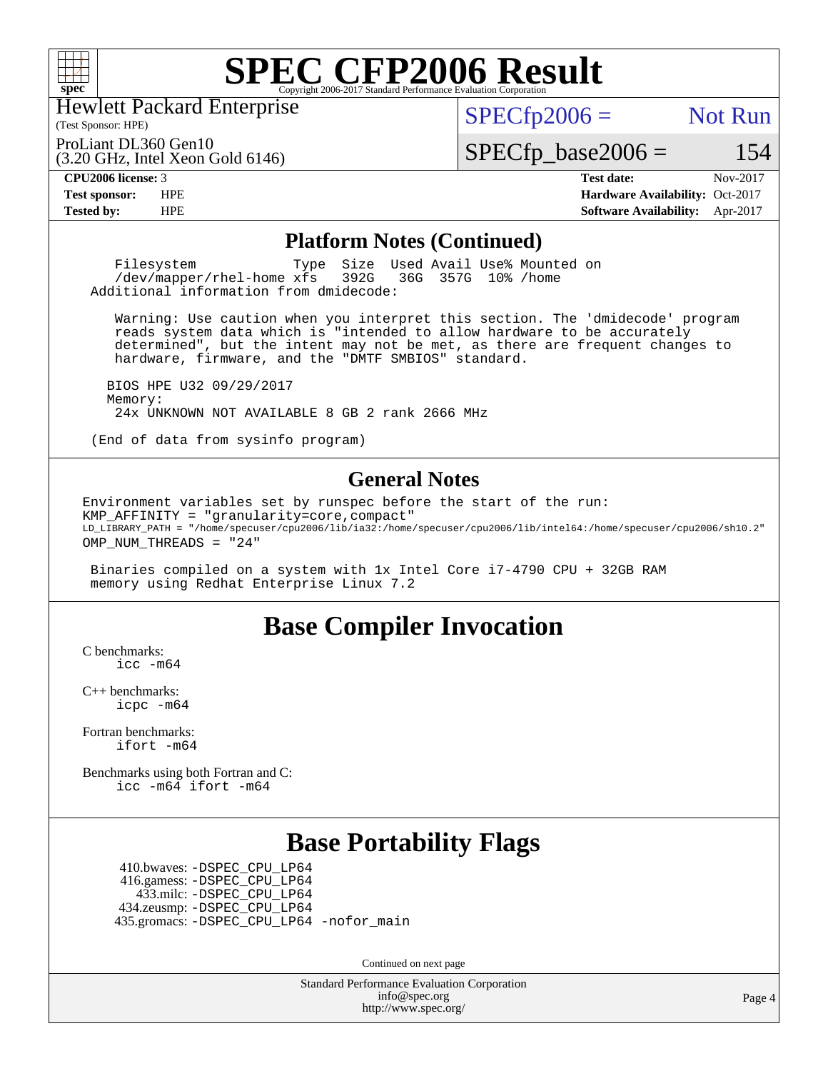# SPEC CFP2006 Result

Copyright 2006-2017 Standard Performance Evaluation Corporation

Hewlett Packard Enterprise
(Test Sponsor: HPE)

ProLiant DL360 Gen10
(3.20 GHz, Intel Xeon Gold 6146)

SPECfp2006 = Not Run

SPECfp_base2006 = 154

| | | | |
|---|---|---|---|
| **CPU2006 license:** 3 | | **Test date:** | Nov-2017 |
| **Test sponsor:** | HPE | **Hardware Availability:** | Oct-2017 |
| **Tested by:** | HPE | **Software Availability:** | Apr-2017 |

## Platform Notes (Continued)

```
    Filesystem            Type  Size  Used Avail Use% Mounted on
    /dev/mapper/rhel-home xfs   392G   36G  357G  10% /home
 Additional information from dmidecode:

    Warning: Use caution when you interpret this section. The 'dmidecode' program
    reads system data which is "intended to allow hardware to be accurately
    determined", but the intent may not be met, as there are frequent changes to
    hardware, firmware, and the "DMTF SMBIOS" standard.

   BIOS HPE U32 09/29/2017
   Memory:
    24x UNKNOWN NOT AVAILABLE 8 GB 2 rank 2666 MHz

 (End of data from sysinfo program)
```

## General Notes

```
Environment variables set by runspec before the start of the run:
KMP_AFFINITY = "granularity=core,compact"
LD_LIBRARY_PATH = "/home/specuser/cpu2006/lib/ia32:/home/specuser/cpu2006/lib/intel64:/home/specuser/cpu2006/sh10.2"
OMP_NUM_THREADS = "24"

 Binaries compiled on a system with 1x Intel Core i7-4790 CPU + 32GB RAM
 memory using Redhat Enterprise Linux 7.2
```

## Base Compiler Invocation

C benchmarks:
    icc -m64

C++ benchmarks:
    icpc -m64

Fortran benchmarks:
    ifort -m64

Benchmarks using both Fortran and C:
    icc -m64 ifort -m64

## Base Portability Flags

410.bwaves: -DSPEC_CPU_LP64
416.gamess: -DSPEC_CPU_LP64
433.milc: -DSPEC_CPU_LP64
434.zeusmp: -DSPEC_CPU_LP64
435.gromacs: -DSPEC_CPU_LP64 -nofor_main

Continued on next page

Standard Performance Evaluation Corporation
info@spec.org
http://www.spec.org/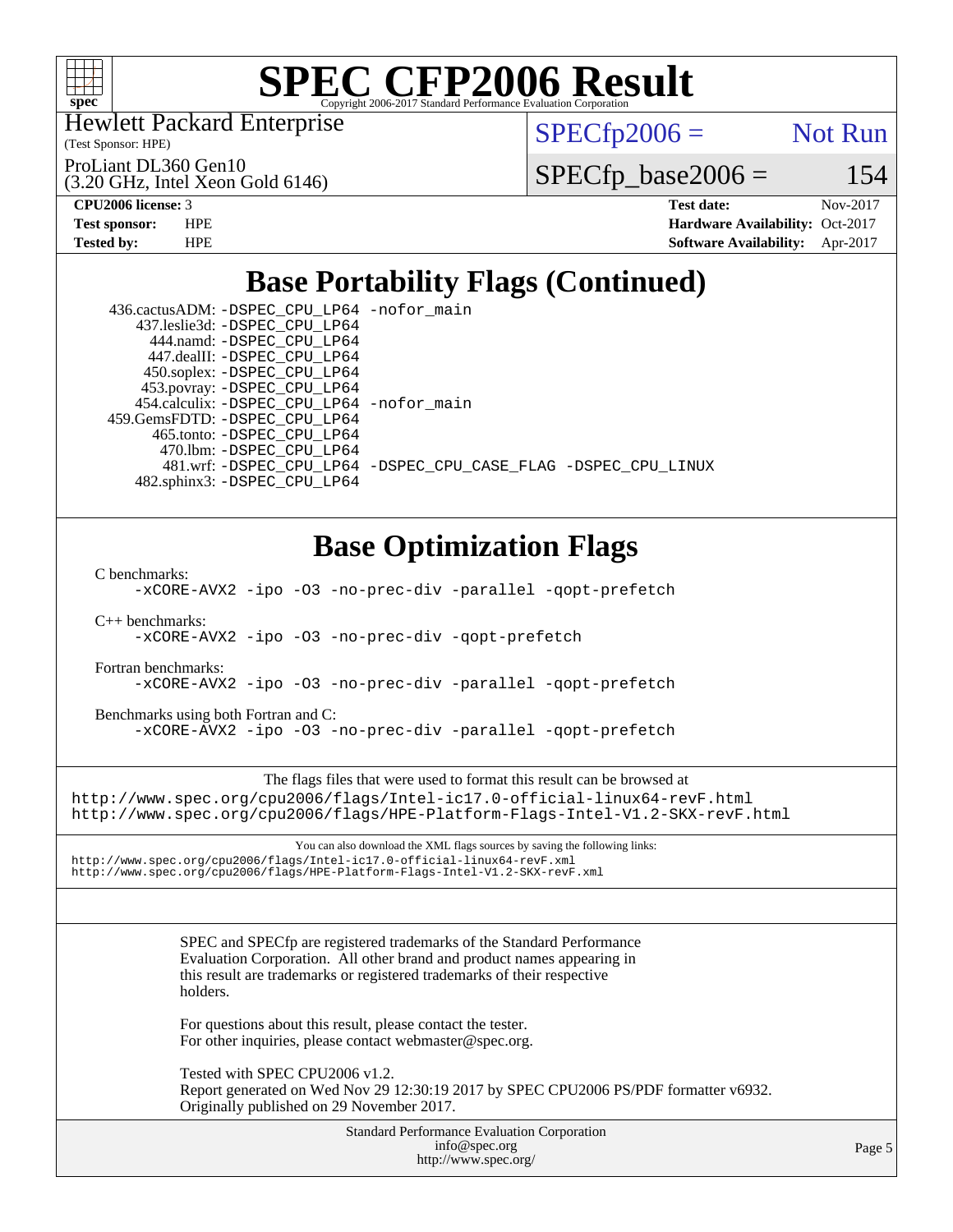# SPEC CFP2006 Result

Copyright 2006-2017 Standard Performance Evaluation Corporation

Hewlett Packard Enterprise
(Test Sponsor: HPE)

ProLiant DL360 Gen10
(3.20 GHz, Intel Xeon Gold 6146)

SPECfp2006 = Not Run

SPECfp_base2006 = 154

| | | | |
|---|---|---|---|
| **CPU2006 license:** | 3 | **Test date:** | Nov-2017 |
| **Test sponsor:** | HPE | **Hardware Availability:** | Oct-2017 |
| **Tested by:** | HPE | **Software Availability:** | Apr-2017 |

## Base Portability Flags (Continued)

436.cactusADM: -DSPEC_CPU_LP64 -nofor_main
437.leslie3d: -DSPEC_CPU_LP64
444.namd: -DSPEC_CPU_LP64
447.dealII: -DSPEC_CPU_LP64
450.soplex: -DSPEC_CPU_LP64
453.povray: -DSPEC_CPU_LP64
454.calculix: -DSPEC_CPU_LP64 -nofor_main
459.GemsFDTD: -DSPEC_CPU_LP64
465.tonto: -DSPEC_CPU_LP64
470.lbm: -DSPEC_CPU_LP64
481.wrf: -DSPEC_CPU_LP64 -DSPEC_CPU_CASE_FLAG -DSPEC_CPU_LINUX
482.sphinx3: -DSPEC_CPU_LP64

## Base Optimization Flags

C benchmarks:
-xCORE-AVX2 -ipo -O3 -no-prec-div -parallel -qopt-prefetch

C++ benchmarks:
-xCORE-AVX2 -ipo -O3 -no-prec-div -qopt-prefetch

Fortran benchmarks:
-xCORE-AVX2 -ipo -O3 -no-prec-div -parallel -qopt-prefetch

Benchmarks using both Fortran and C:
-xCORE-AVX2 -ipo -O3 -no-prec-div -parallel -qopt-prefetch

The flags files that were used to format this result can be browsed at
http://www.spec.org/cpu2006/flags/Intel-ic17.0-official-linux64-revF.html
http://www.spec.org/cpu2006/flags/HPE-Platform-Flags-Intel-V1.2-SKX-revF.html

You can also download the XML flags sources by saving the following links:
http://www.spec.org/cpu2006/flags/Intel-ic17.0-official-linux64-revF.xml
http://www.spec.org/cpu2006/flags/HPE-Platform-Flags-Intel-V1.2-SKX-revF.xml

SPEC and SPECfp are registered trademarks of the Standard Performance Evaluation Corporation. All other brand and product names appearing in this result are trademarks or registered trademarks of their respective holders.

For questions about this result, please contact the tester.
For other inquiries, please contact webmaster@spec.org.

Tested with SPEC CPU2006 v1.2.
Report generated on Wed Nov 29 12:30:19 2017 by SPEC CPU2006 PS/PDF formatter v6932.
Originally published on 29 November 2017.

Standard Performance Evaluation Corporation
info@spec.org
http://www.spec.org/